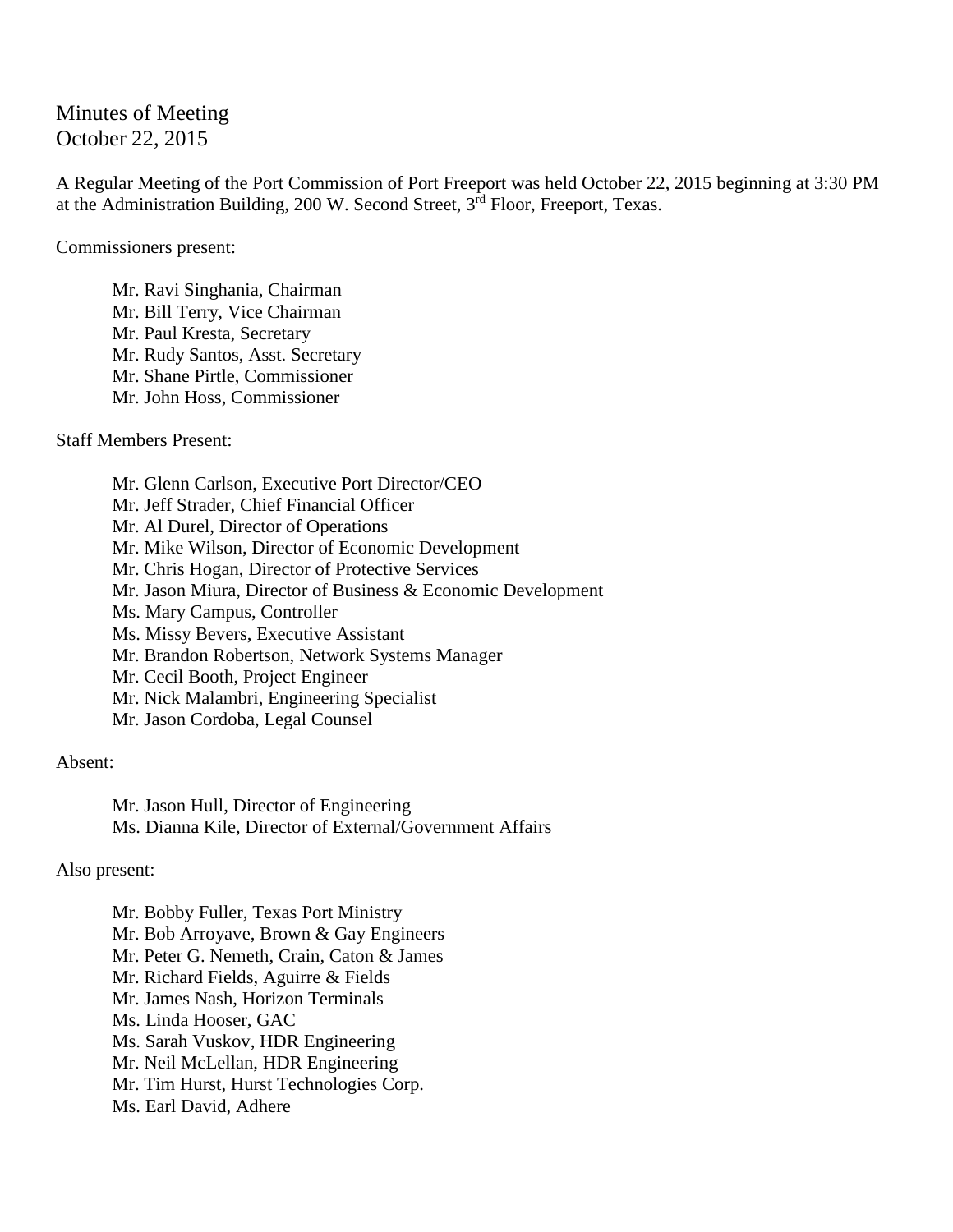Minutes of Meeting
October 22, 2015

A Regular Meeting of the Port Commission of Port Freeport was held October 22, 2015 beginning at 3:30 PM at the Administration Building, 200 W. Second Street, 3rd Floor, Freeport, Texas.

Commissioners present:

Mr. Ravi Singhania, Chairman
Mr. Bill Terry, Vice Chairman
Mr. Paul Kresta, Secretary
Mr. Rudy Santos, Asst. Secretary
Mr. Shane Pirtle, Commissioner
Mr. John Hoss, Commissioner

Staff Members Present:

Mr. Glenn Carlson, Executive Port Director/CEO
Mr. Jeff Strader, Chief Financial Officer
Mr. Al Durel, Director of Operations
Mr. Mike Wilson, Director of Economic Development
Mr. Chris Hogan, Director of Protective Services
Mr. Jason Miura, Director of Business & Economic Development
Ms. Mary Campus, Controller
Ms. Missy Bevers, Executive Assistant
Mr. Brandon Robertson, Network Systems Manager
Mr. Cecil Booth, Project Engineer
Mr. Nick Malambri, Engineering Specialist
Mr. Jason Cordoba, Legal Counsel

Absent:

Mr. Jason Hull, Director of Engineering
Ms. Dianna Kile, Director of External/Government Affairs

Also present:

Mr. Bobby Fuller, Texas Port Ministry
Mr. Bob Arroyave, Brown & Gay Engineers
Mr. Peter G. Nemeth, Crain, Caton & James
Mr. Richard Fields, Aguirre & Fields
Mr. James Nash, Horizon Terminals
Ms. Linda Hooser, GAC
Ms. Sarah Vuskov, HDR Engineering
Mr. Neil McLellan, HDR Engineering
Mr. Tim Hurst, Hurst Technologies Corp.
Ms. Earl David, Adhere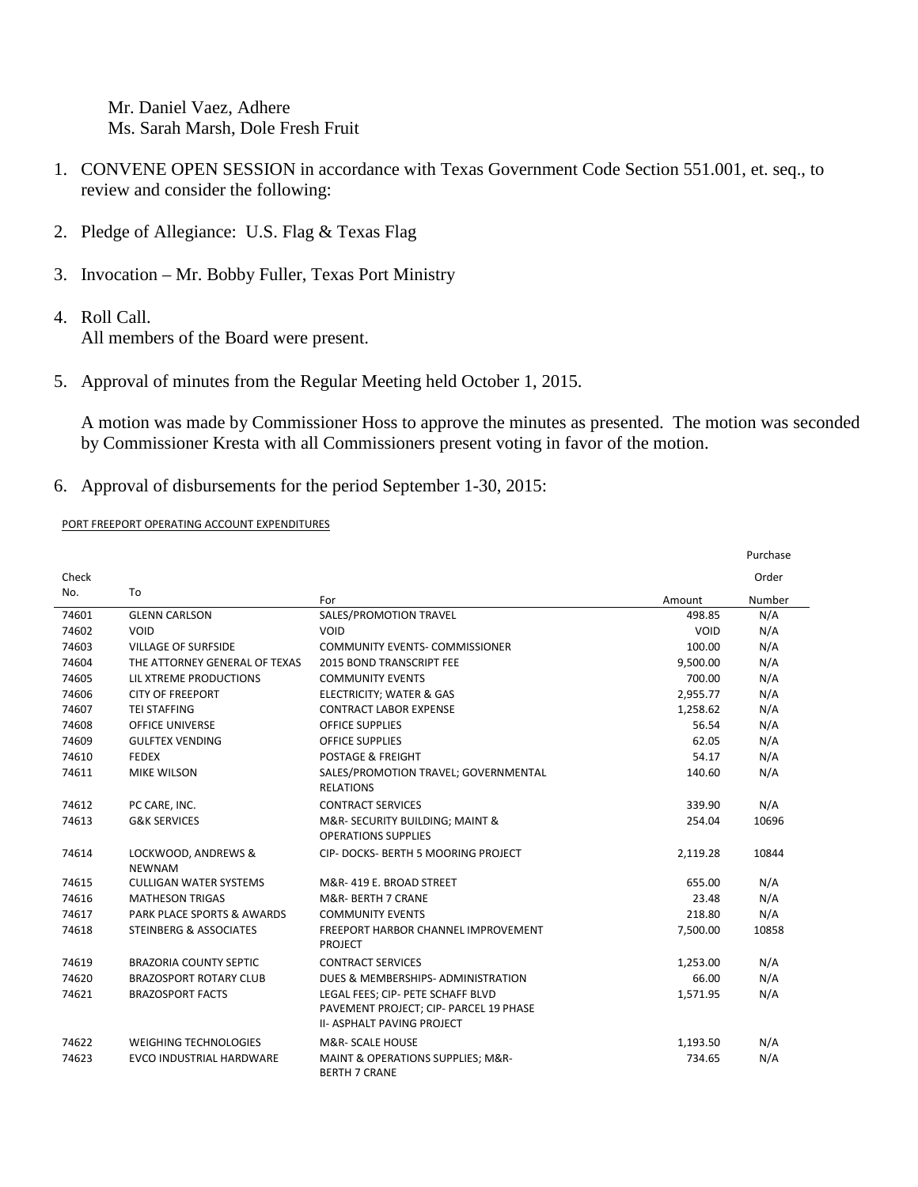Mr. Daniel Vaez, Adhere
Ms. Sarah Marsh, Dole Fresh Fruit

1. CONVENE OPEN SESSION in accordance with Texas Government Code Section 551.001, et. seq., to review and consider the following:

2. Pledge of Allegiance: U.S. Flag & Texas Flag

3. Invocation – Mr. Bobby Fuller, Texas Port Ministry

4. Roll Call.
   All members of the Board were present.

5. Approval of minutes from the Regular Meeting held October 1, 2015.

   A motion was made by Commissioner Hoss to approve the minutes as presented. The motion was seconded by Commissioner Kresta with all Commissioners present voting in favor of the motion.

6. Approval of disbursements for the period September 1-30, 2015:

PORT FREEPORT OPERATING ACCOUNT EXPENDITURES

| Check No. | To | For | Amount | Purchase Order Number |
|---|---|---|---|---|
| 74601 | GLENN CARLSON | SALES/PROMOTION TRAVEL | 498.85 | N/A |
| 74602 | VOID | VOID | VOID | N/A |
| 74603 | VILLAGE OF SURFSIDE | COMMUNITY EVENTS- COMMISSIONER | 100.00 | N/A |
| 74604 | THE ATTORNEY GENERAL OF TEXAS | 2015 BOND TRANSCRIPT FEE | 9,500.00 | N/A |
| 74605 | LIL XTREME PRODUCTIONS | COMMUNITY EVENTS | 700.00 | N/A |
| 74606 | CITY OF FREEPORT | ELECTRICITY; WATER & GAS | 2,955.77 | N/A |
| 74607 | TEI STAFFING | CONTRACT LABOR EXPENSE | 1,258.62 | N/A |
| 74608 | OFFICE UNIVERSE | OFFICE SUPPLIES | 56.54 | N/A |
| 74609 | GULFTEX VENDING | OFFICE SUPPLIES | 62.05 | N/A |
| 74610 | FEDEX | POSTAGE & FREIGHT | 54.17 | N/A |
| 74611 | MIKE WILSON | SALES/PROMOTION TRAVEL; GOVERNMENTAL RELATIONS | 140.60 | N/A |
| 74612 | PC CARE, INC. | CONTRACT SERVICES | 339.90 | N/A |
| 74613 | G&K SERVICES | M&R- SECURITY BUILDING; MAINT & OPERATIONS SUPPLIES | 254.04 | 10696 |
| 74614 | LOCKWOOD, ANDREWS & NEWNAM | CIP- DOCKS- BERTH 5 MOORING PROJECT | 2,119.28 | 10844 |
| 74615 | CULLIGAN WATER SYSTEMS | M&R- 419 E. BROAD STREET | 655.00 | N/A |
| 74616 | MATHESON TRIGAS | M&R- BERTH 7 CRANE | 23.48 | N/A |
| 74617 | PARK PLACE SPORTS & AWARDS | COMMUNITY EVENTS | 218.80 | N/A |
| 74618 | STEINBERG & ASSOCIATES | FREEPORT HARBOR CHANNEL IMPROVEMENT PROJECT | 7,500.00 | 10858 |
| 74619 | BRAZORIA COUNTY SEPTIC | CONTRACT SERVICES | 1,253.00 | N/A |
| 74620 | BRAZOSPORT ROTARY CLUB | DUES & MEMBERSHIPS- ADMINISTRATION | 66.00 | N/A |
| 74621 | BRAZOSPORT FACTS | LEGAL FEES; CIP- PETE SCHAFF BLVD PAVEMENT PROJECT; CIP- PARCEL 19 PHASE II- ASPHALT PAVING PROJECT | 1,571.95 | N/A |
| 74622 | WEIGHING TECHNOLOGIES | M&R- SCALE HOUSE | 1,193.50 | N/A |
| 74623 | EVCO INDUSTRIAL HARDWARE | MAINT & OPERATIONS SUPPLIES; M&R- BERTH 7 CRANE | 734.65 | N/A |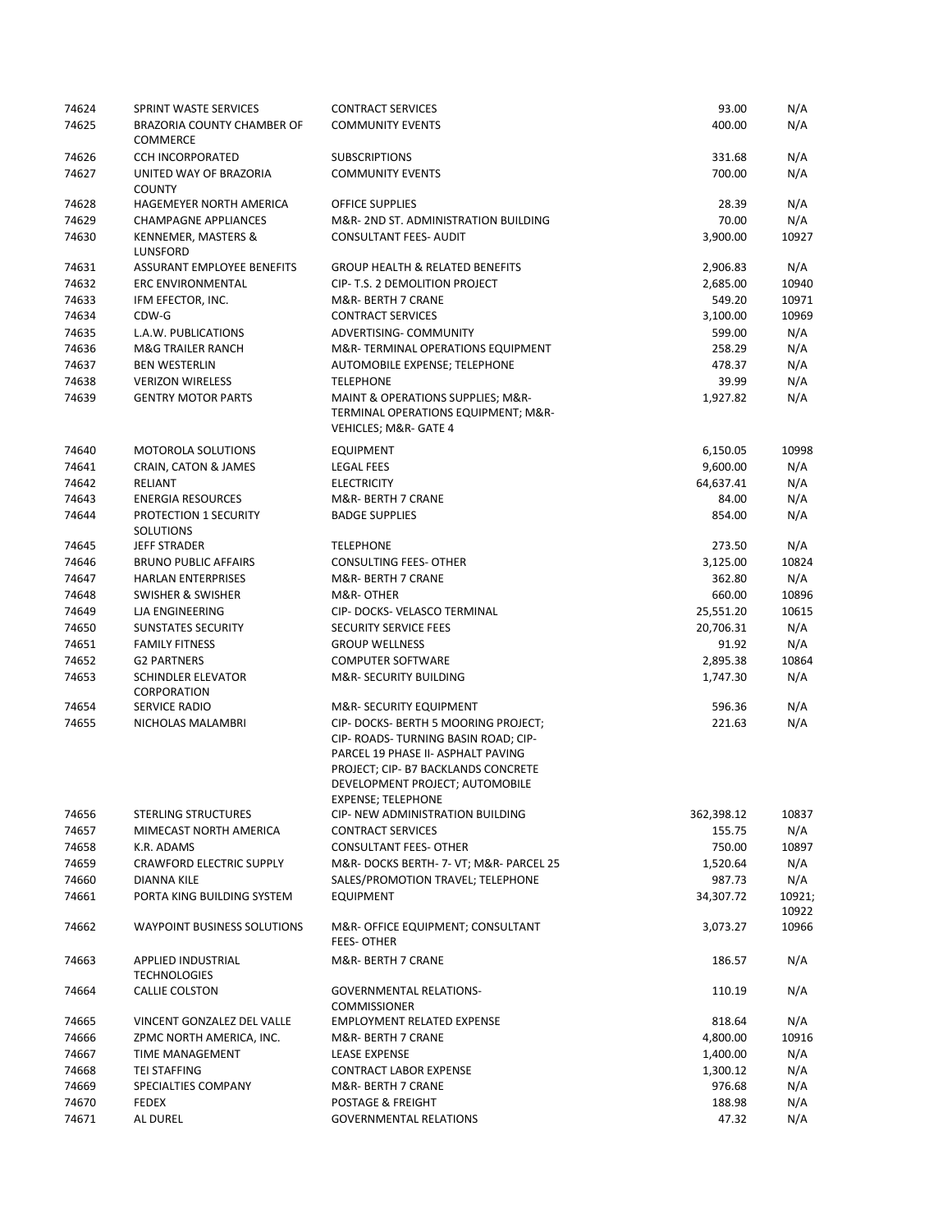| | | | | |
|---|---|---|---|---|
| 74624 | SPRINT WASTE SERVICES | CONTRACT SERVICES | 93.00 | N/A |
| 74625 | BRAZORIA COUNTY CHAMBER OF COMMERCE | COMMUNITY EVENTS | 400.00 | N/A |
| 74626 | CCH INCORPORATED | SUBSCRIPTIONS | 331.68 | N/A |
| 74627 | UNITED WAY OF BRAZORIA COUNTY | COMMUNITY EVENTS | 700.00 | N/A |
| 74628 | HAGEMEYER NORTH AMERICA | OFFICE SUPPLIES | 28.39 | N/A |
| 74629 | CHAMPAGNE APPLIANCES | M&R- 2ND ST. ADMINISTRATION BUILDING | 70.00 | N/A |
| 74630 | KENNEMER, MASTERS & LUNSFORD | CONSULTANT FEES- AUDIT | 3,900.00 | 10927 |
| 74631 | ASSURANT EMPLOYEE BENEFITS | GROUP HEALTH & RELATED BENEFITS | 2,906.83 | N/A |
| 74632 | ERC ENVIRONMENTAL | CIP- T.S. 2 DEMOLITION PROJECT | 2,685.00 | 10940 |
| 74633 | IFM EFECTOR, INC. | M&R- BERTH 7 CRANE | 549.20 | 10971 |
| 74634 | CDW-G | CONTRACT SERVICES | 3,100.00 | 10969 |
| 74635 | L.A.W. PUBLICATIONS | ADVERTISING- COMMUNITY | 599.00 | N/A |
| 74636 | M&G TRAILER RANCH | M&R- TERMINAL OPERATIONS EQUIPMENT | 258.29 | N/A |
| 74637 | BEN WESTERLIN | AUTOMOBILE EXPENSE; TELEPHONE | 478.37 | N/A |
| 74638 | VERIZON WIRELESS | TELEPHONE | 39.99 | N/A |
| 74639 | GENTRY MOTOR PARTS | MAINT & OPERATIONS SUPPLIES; M&R- TERMINAL OPERATIONS EQUIPMENT; M&R- VEHICLES; M&R- GATE 4 | 1,927.82 | N/A |
| 74640 | MOTOROLA SOLUTIONS | EQUIPMENT | 6,150.05 | 10998 |
| 74641 | CRAIN, CATON & JAMES | LEGAL FEES | 9,600.00 | N/A |
| 74642 | RELIANT | ELECTRICITY | 64,637.41 | N/A |
| 74643 | ENERGIA RESOURCES | M&R- BERTH 7 CRANE | 84.00 | N/A |
| 74644 | PROTECTION 1 SECURITY SOLUTIONS | BADGE SUPPLIES | 854.00 | N/A |
| 74645 | JEFF STRADER | TELEPHONE | 273.50 | N/A |
| 74646 | BRUNO PUBLIC AFFAIRS | CONSULTING FEES- OTHER | 3,125.00 | 10824 |
| 74647 | HARLAN ENTERPRISES | M&R- BERTH 7 CRANE | 362.80 | N/A |
| 74648 | SWISHER & SWISHER | M&R- OTHER | 660.00 | 10896 |
| 74649 | LJA ENGINEERING | CIP- DOCKS- VELASCO TERMINAL | 25,551.20 | 10615 |
| 74650 | SUNSTATES SECURITY | SECURITY SERVICE FEES | 20,706.31 | N/A |
| 74651 | FAMILY FITNESS | GROUP WELLNESS | 91.92 | N/A |
| 74652 | G2 PARTNERS | COMPUTER SOFTWARE | 2,895.38 | 10864 |
| 74653 | SCHINDLER ELEVATOR CORPORATION | M&R- SECURITY BUILDING | 1,747.30 | N/A |
| 74654 | SERVICE RADIO | M&R- SECURITY EQUIPMENT | 596.36 | N/A |
| 74655 | NICHOLAS MALAMBRI | CIP- DOCKS- BERTH 5 MOORING PROJECT; CIP- ROADS- TURNING BASIN ROAD; CIP- PARCEL 19 PHASE II- ASPHALT PAVING PROJECT; CIP- B7 BACKLANDS CONCRETE DEVELOPMENT PROJECT; AUTOMOBILE EXPENSE; TELEPHONE | 221.63 | N/A |
| 74656 | STERLING STRUCTURES | CIP- NEW ADMINISTRATION BUILDING | 362,398.12 | 10837 |
| 74657 | MIMECAST NORTH AMERICA | CONTRACT SERVICES | 155.75 | N/A |
| 74658 | K.R. ADAMS | CONSULTANT FEES- OTHER | 750.00 | 10897 |
| 74659 | CRAWFORD ELECTRIC SUPPLY | M&R- DOCKS BERTH- 7- VT; M&R- PARCEL 25 | 1,520.64 | N/A |
| 74660 | DIANNA KILE | SALES/PROMOTION TRAVEL; TELEPHONE | 987.73 | N/A |
| 74661 | PORTA KING BUILDING SYSTEM | EQUIPMENT | 34,307.72 | 10921; 10922 |
| 74662 | WAYPOINT BUSINESS SOLUTIONS | M&R- OFFICE EQUIPMENT; CONSULTANT FEES- OTHER | 3,073.27 | 10966 |
| 74663 | APPLIED INDUSTRIAL TECHNOLOGIES | M&R- BERTH 7 CRANE | 186.57 | N/A |
| 74664 | CALLIE COLSTON | GOVERNMENTAL RELATIONS- COMMISSIONER | 110.19 | N/A |
| 74665 | VINCENT GONZALEZ DEL VALLE | EMPLOYMENT RELATED EXPENSE | 818.64 | N/A |
| 74666 | ZPMC NORTH AMERICA, INC. | M&R- BERTH 7 CRANE | 4,800.00 | 10916 |
| 74667 | TIME MANAGEMENT | LEASE EXPENSE | 1,400.00 | N/A |
| 74668 | TEI STAFFING | CONTRACT LABOR EXPENSE | 1,300.12 | N/A |
| 74669 | SPECIALTIES COMPANY | M&R- BERTH 7 CRANE | 976.68 | N/A |
| 74670 | FEDEX | POSTAGE & FREIGHT | 188.98 | N/A |
| 74671 | AL DUREL | GOVERNMENTAL RELATIONS | 47.32 | N/A |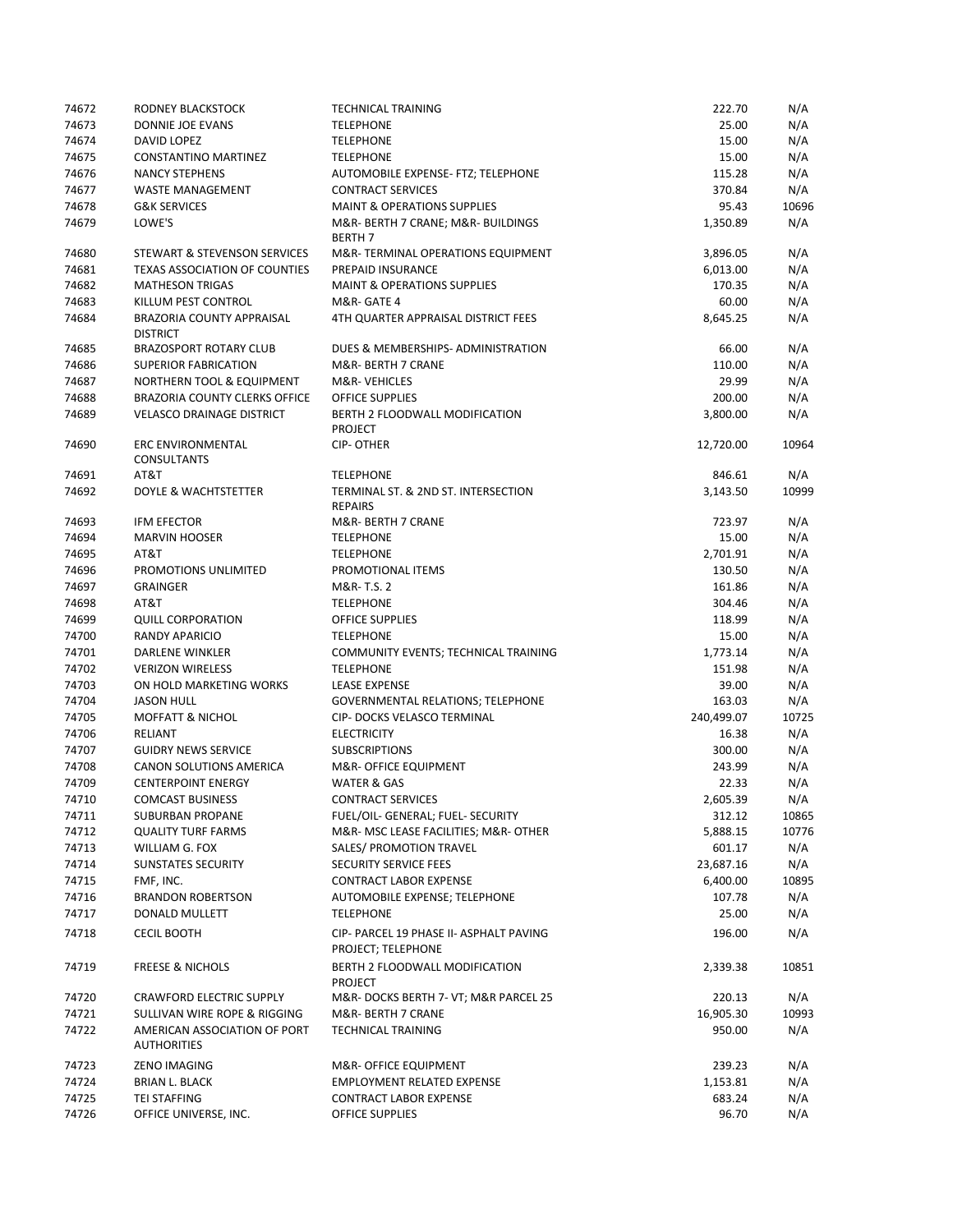| 74672 | RODNEY BLACKSTOCK | TECHNICAL TRAINING | 222.70 | N/A |
|---|---|---|---|---|
| 74673 | DONNIE JOE EVANS | TELEPHONE | 25.00 | N/A |
| 74674 | DAVID LOPEZ | TELEPHONE | 15.00 | N/A |
| 74675 | CONSTANTINO MARTINEZ | TELEPHONE | 15.00 | N/A |
| 74676 | NANCY STEPHENS | AUTOMOBILE EXPENSE- FTZ; TELEPHONE | 115.28 | N/A |
| 74677 | WASTE MANAGEMENT | CONTRACT SERVICES | 370.84 | N/A |
| 74678 | G&K SERVICES | MAINT & OPERATIONS SUPPLIES | 95.43 | 10696 |
| 74679 | LOWE'S | M&R- BERTH 7 CRANE; M&R- BUILDINGS BERTH 7 | 1,350.89 | N/A |
| 74680 | STEWART & STEVENSON SERVICES | M&R- TERMINAL OPERATIONS EQUIPMENT | 3,896.05 | N/A |
| 74681 | TEXAS ASSOCIATION OF COUNTIES | PREPAID INSURANCE | 6,013.00 | N/A |
| 74682 | MATHESON TRIGAS | MAINT & OPERATIONS SUPPLIES | 170.35 | N/A |
| 74683 | KILLUM PEST CONTROL | M&R- GATE 4 | 60.00 | N/A |
| 74684 | BRAZORIA COUNTY APPRAISAL DISTRICT | 4TH QUARTER APPRAISAL DISTRICT FEES | 8,645.25 | N/A |
| 74685 | BRAZOSPORT ROTARY CLUB | DUES & MEMBERSHIPS- ADMINISTRATION | 66.00 | N/A |
| 74686 | SUPERIOR FABRICATION | M&R- BERTH 7 CRANE | 110.00 | N/A |
| 74687 | NORTHERN TOOL & EQUIPMENT | M&R- VEHICLES | 29.99 | N/A |
| 74688 | BRAZORIA COUNTY CLERKS OFFICE | OFFICE SUPPLIES | 200.00 | N/A |
| 74689 | VELASCO DRAINAGE DISTRICT | BERTH 2 FLOODWALL MODIFICATION PROJECT | 3,800.00 | N/A |
| 74690 | ERC ENVIRONMENTAL CONSULTANTS | CIP- OTHER | 12,720.00 | 10964 |
| 74691 | AT&T | TELEPHONE | 846.61 | N/A |
| 74692 | DOYLE & WACHTSTETTER | TERMINAL ST. & 2ND ST. INTERSECTION REPAIRS | 3,143.50 | 10999 |
| 74693 | IFM EFECTOR | M&R- BERTH 7 CRANE | 723.97 | N/A |
| 74694 | MARVIN HOOSER | TELEPHONE | 15.00 | N/A |
| 74695 | AT&T | TELEPHONE | 2,701.91 | N/A |
| 74696 | PROMOTIONS UNLIMITED | PROMOTIONAL ITEMS | 130.50 | N/A |
| 74697 | GRAINGER | M&R- T.S. 2 | 161.86 | N/A |
| 74698 | AT&T | TELEPHONE | 304.46 | N/A |
| 74699 | QUILL CORPORATION | OFFICE SUPPLIES | 118.99 | N/A |
| 74700 | RANDY APARICIO | TELEPHONE | 15.00 | N/A |
| 74701 | DARLENE WINKLER | COMMUNITY EVENTS; TECHNICAL TRAINING | 1,773.14 | N/A |
| 74702 | VERIZON WIRELESS | TELEPHONE | 151.98 | N/A |
| 74703 | ON HOLD MARKETING WORKS | LEASE EXPENSE | 39.00 | N/A |
| 74704 | JASON HULL | GOVERNMENTAL RELATIONS; TELEPHONE | 163.03 | N/A |
| 74705 | MOFFATT & NICHOL | CIP- DOCKS VELASCO TERMINAL | 240,499.07 | 10725 |
| 74706 | RELIANT | ELECTRICITY | 16.38 | N/A |
| 74707 | GUIDRY NEWS SERVICE | SUBSCRIPTIONS | 300.00 | N/A |
| 74708 | CANON SOLUTIONS AMERICA | M&R- OFFICE EQUIPMENT | 243.99 | N/A |
| 74709 | CENTERPOINT ENERGY | WATER & GAS | 22.33 | N/A |
| 74710 | COMCAST BUSINESS | CONTRACT SERVICES | 2,605.39 | N/A |
| 74711 | SUBURBAN PROPANE | FUEL/OIL- GENERAL; FUEL- SECURITY | 312.12 | 10865 |
| 74712 | QUALITY TURF FARMS | M&R- MSC LEASE FACILITIES; M&R- OTHER | 5,888.15 | 10776 |
| 74713 | WILLIAM G. FOX | SALES/ PROMOTION TRAVEL | 601.17 | N/A |
| 74714 | SUNSTATES SECURITY | SECURITY SERVICE FEES | 23,687.16 | N/A |
| 74715 | FMF, INC. | CONTRACT LABOR EXPENSE | 6,400.00 | 10895 |
| 74716 | BRANDON ROBERTSON | AUTOMOBILE EXPENSE; TELEPHONE | 107.78 | N/A |
| 74717 | DONALD MULLETT | TELEPHONE | 25.00 | N/A |
| 74718 | CECIL BOOTH | CIP- PARCEL 19 PHASE II- ASPHALT PAVING PROJECT; TELEPHONE | 196.00 | N/A |
| 74719 | FREESE & NICHOLS | BERTH 2 FLOODWALL MODIFICATION PROJECT | 2,339.38 | 10851 |
| 74720 | CRAWFORD ELECTRIC SUPPLY | M&R- DOCKS BERTH 7- VT; M&R PARCEL 25 | 220.13 | N/A |
| 74721 | SULLIVAN WIRE ROPE & RIGGING | M&R- BERTH 7 CRANE | 16,905.30 | 10993 |
| 74722 | AMERICAN ASSOCIATION OF PORT AUTHORITIES | TECHNICAL TRAINING | 950.00 | N/A |
| 74723 | ZENO IMAGING | M&R- OFFICE EQUIPMENT | 239.23 | N/A |
| 74724 | BRIAN L. BLACK | EMPLOYMENT RELATED EXPENSE | 1,153.81 | N/A |
| 74725 | TEI STAFFING | CONTRACT LABOR EXPENSE | 683.24 | N/A |
| 74726 | OFFICE UNIVERSE, INC. | OFFICE SUPPLIES | 96.70 | N/A |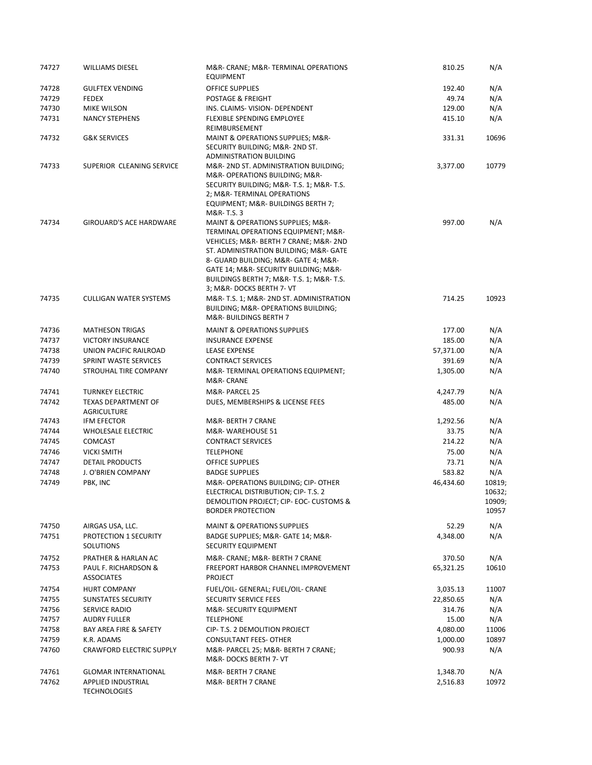| | | | | |
|---|---|---|---|---|
| 74727 | WILLIAMS DIESEL | M&R- CRANE; M&R- TERMINAL OPERATIONS EQUIPMENT | 810.25 | N/A |
| 74728 | GULFTEX VENDING | OFFICE SUPPLIES | 192.40 | N/A |
| 74729 | FEDEX | POSTAGE & FREIGHT | 49.74 | N/A |
| 74730 | MIKE WILSON | INS. CLAIMS- VISION- DEPENDENT | 129.00 | N/A |
| 74731 | NANCY STEPHENS | FLEXIBLE SPENDING EMPLOYEE REIMBURSEMENT | 415.10 | N/A |
| 74732 | G&K SERVICES | MAINT & OPERATIONS SUPPLIES; M&R- SECURITY BUILDING; M&R- 2ND ST. ADMINISTRATION BUILDING | 331.31 | 10696 |
| 74733 | SUPERIOR CLEANING SERVICE | M&R- 2ND ST. ADMINISTRATION BUILDING; M&R- OPERATIONS BUILDING; M&R- SECURITY BUILDING; M&R- T.S. 1; M&R- T.S. 2; M&R- TERMINAL OPERATIONS EQUIPMENT; M&R- BUILDINGS BERTH 7; M&R- T.S. 3 | 3,377.00 | 10779 |
| 74734 | GIROUARD'S ACE HARDWARE | MAINT & OPERATIONS SUPPLIES; M&R- TERMINAL OPERATIONS EQUIPMENT; M&R- VEHICLES; M&R- BERTH 7 CRANE; M&R- 2ND ST. ADMINISTRATION BUILDING; M&R- GATE 8- GUARD BUILDING; M&R- GATE 4; M&R- GATE 14; M&R- SECURITY BUILDING; M&R- BUILDINGS BERTH 7; M&R- T.S. 1; M&R- T.S. 3; M&R- DOCKS BERTH 7- VT | 997.00 | N/A |
| 74735 | CULLIGAN WATER SYSTEMS | M&R- T.S. 1; M&R- 2ND ST. ADMINISTRATION BUILDING; M&R- OPERATIONS BUILDING; M&R- BUILDINGS BERTH 7 | 714.25 | 10923 |
| 74736 | MATHESON TRIGAS | MAINT & OPERATIONS SUPPLIES | 177.00 | N/A |
| 74737 | VICTORY INSURANCE | INSURANCE EXPENSE | 185.00 | N/A |
| 74738 | UNION PACIFIC RAILROAD | LEASE EXPENSE | 57,371.00 | N/A |
| 74739 | SPRINT WASTE SERVICES | CONTRACT SERVICES | 391.69 | N/A |
| 74740 | STROUHAL TIRE COMPANY | M&R- TERMINAL OPERATIONS EQUIPMENT; M&R- CRANE | 1,305.00 | N/A |
| 74741 | TURNKEY ELECTRIC | M&R- PARCEL 25 | 4,247.79 | N/A |
| 74742 | TEXAS DEPARTMENT OF AGRICULTURE | DUES, MEMBERSHIPS & LICENSE FEES | 485.00 | N/A |
| 74743 | IFM EFECTOR | M&R- BERTH 7 CRANE | 1,292.56 | N/A |
| 74744 | WHOLESALE ELECTRIC | M&R- WAREHOUSE 51 | 33.75 | N/A |
| 74745 | COMCAST | CONTRACT SERVICES | 214.22 | N/A |
| 74746 | VICKI SMITH | TELEPHONE | 75.00 | N/A |
| 74747 | DETAIL PRODUCTS | OFFICE SUPPLIES | 73.71 | N/A |
| 74748 | J. O'BRIEN COMPANY | BADGE SUPPLIES | 583.82 | N/A |
| 74749 | PBK, INC | M&R- OPERATIONS BUILDING; CIP- OTHER ELECTRICAL DISTRIBUTION; CIP- T.S. 2 DEMOLITION PROJECT; CIP- EOC- CUSTOMS & BORDER PROTECTION | 46,434.60 | 10819; 10632; 10909; 10957 |
| 74750 | AIRGAS USA, LLC. | MAINT & OPERATIONS SUPPLIES | 52.29 | N/A |
| 74751 | PROTECTION 1 SECURITY SOLUTIONS | BADGE SUPPLIES; M&R- GATE 14; M&R- SECURITY EQUIPMENT | 4,348.00 | N/A |
| 74752 | PRATHER & HARLAN AC | M&R- CRANE; M&R- BERTH 7 CRANE | 370.50 | N/A |
| 74753 | PAUL F. RICHARDSON & ASSOCIATES | FREEPORT HARBOR CHANNEL IMPROVEMENT PROJECT | 65,321.25 | 10610 |
| 74754 | HURT COMPANY | FUEL/OIL- GENERAL; FUEL/OIL- CRANE | 3,035.13 | 11007 |
| 74755 | SUNSTATES SECURITY | SECURITY SERVICE FEES | 22,850.65 | N/A |
| 74756 | SERVICE RADIO | M&R- SECURITY EQUIPMENT | 314.76 | N/A |
| 74757 | AUDRY FULLER | TELEPHONE | 15.00 | N/A |
| 74758 | BAY AREA FIRE & SAFETY | CIP- T.S. 2 DEMOLITION PROJECT | 4,080.00 | 11006 |
| 74759 | K.R. ADAMS | CONSULTANT FEES- OTHER | 1,000.00 | 10897 |
| 74760 | CRAWFORD ELECTRIC SUPPLY | M&R- PARCEL 25; M&R- BERTH 7 CRANE; M&R- DOCKS BERTH 7- VT | 900.93 | N/A |
| 74761 | GLOMAR INTERNATIONAL | M&R- BERTH 7 CRANE | 1,348.70 | N/A |
| 74762 | APPLIED INDUSTRIAL TECHNOLOGIES | M&R- BERTH 7 CRANE | 2,516.83 | 10972 |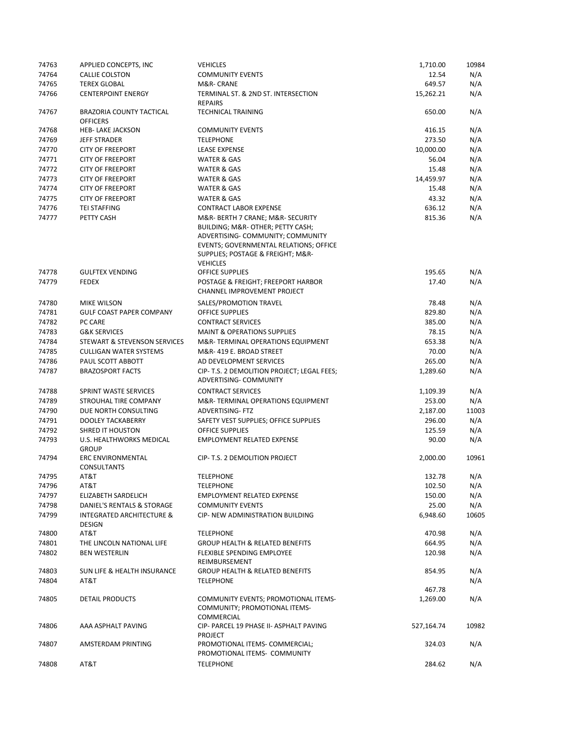| | | | | |
|---|---|---|---|---|
| 74763 | APPLIED CONCEPTS, INC | VEHICLES | 1,710.00 | 10984 |
| 74764 | CALLIE COLSTON | COMMUNITY EVENTS | 12.54 | N/A |
| 74765 | TEREX GLOBAL | M&R- CRANE | 649.57 | N/A |
| 74766 | CENTERPOINT ENERGY | TERMINAL ST. & 2ND ST. INTERSECTION REPAIRS | 15,262.21 | N/A |
| 74767 | BRAZORIA COUNTY TACTICAL OFFICERS | TECHNICAL TRAINING | 650.00 | N/A |
| 74768 | HEB- LAKE JACKSON | COMMUNITY EVENTS | 416.15 | N/A |
| 74769 | JEFF STRADER | TELEPHONE | 273.50 | N/A |
| 74770 | CITY OF FREEPORT | LEASE EXPENSE | 10,000.00 | N/A |
| 74771 | CITY OF FREEPORT | WATER & GAS | 56.04 | N/A |
| 74772 | CITY OF FREEPORT | WATER & GAS | 15.48 | N/A |
| 74773 | CITY OF FREEPORT | WATER & GAS | 14,459.97 | N/A |
| 74774 | CITY OF FREEPORT | WATER & GAS | 15.48 | N/A |
| 74775 | CITY OF FREEPORT | WATER & GAS | 43.32 | N/A |
| 74776 | TEI STAFFING | CONTRACT LABOR EXPENSE | 636.12 | N/A |
| 74777 | PETTY CASH | M&R- BERTH 7 CRANE; M&R- SECURITY BUILDING; M&R- OTHER; PETTY CASH; ADVERTISING- COMMUNITY; COMMUNITY EVENTS; GOVERNMENTAL RELATIONS; OFFICE SUPPLIES; POSTAGE & FREIGHT; M&R- VEHICLES | 815.36 | N/A |
| 74778 | GULFTEX VENDING | OFFICE SUPPLIES | 195.65 | N/A |
| 74779 | FEDEX | POSTAGE & FREIGHT; FREEPORT HARBOR CHANNEL IMPROVEMENT PROJECT | 17.40 | N/A |
| 74780 | MIKE WILSON | SALES/PROMOTION TRAVEL | 78.48 | N/A |
| 74781 | GULF COAST PAPER COMPANY | OFFICE SUPPLIES | 829.80 | N/A |
| 74782 | PC CARE | CONTRACT SERVICES | 385.00 | N/A |
| 74783 | G&K SERVICES | MAINT & OPERATIONS SUPPLIES | 78.15 | N/A |
| 74784 | STEWART & STEVENSON SERVICES | M&R- TERMINAL OPERATIONS EQUIPMENT | 653.38 | N/A |
| 74785 | CULLIGAN WATER SYSTEMS | M&R- 419 E. BROAD STREET | 70.00 | N/A |
| 74786 | PAUL SCOTT ABBOTT | AD DEVELOPMENT SERVICES | 265.00 | N/A |
| 74787 | BRAZOSPORT FACTS | CIP- T.S. 2 DEMOLITION PROJECT; LEGAL FEES; ADVERTISING- COMMUNITY | 1,289.60 | N/A |
| 74788 | SPRINT WASTE SERVICES | CONTRACT SERVICES | 1,109.39 | N/A |
| 74789 | STROUHAL TIRE COMPANY | M&R- TERMINAL OPERATIONS EQUIPMENT | 253.00 | N/A |
| 74790 | DUE NORTH CONSULTING | ADVERTISING- FTZ | 2,187.00 | 11003 |
| 74791 | DOOLEY TACKABERRY | SAFETY VEST SUPPLIES; OFFICE SUPPLIES | 296.00 | N/A |
| 74792 | SHRED IT HOUSTON | OFFICE SUPPLIES | 125.59 | N/A |
| 74793 | U.S. HEALTHWORKS MEDICAL GROUP | EMPLOYMENT RELATED EXPENSE | 90.00 | N/A |
| 74794 | ERC ENVIRONMENTAL CONSULTANTS | CIP- T.S. 2 DEMOLITION PROJECT | 2,000.00 | 10961 |
| 74795 | AT&T | TELEPHONE | 132.78 | N/A |
| 74796 | AT&T | TELEPHONE | 102.50 | N/A |
| 74797 | ELIZABETH SARDELICH | EMPLOYMENT RELATED EXPENSE | 150.00 | N/A |
| 74798 | DANIEL'S RENTALS & STORAGE | COMMUNITY EVENTS | 25.00 | N/A |
| 74799 | INTEGRATED ARCHITECTURE & DESIGN | CIP- NEW ADMINISTRATION BUILDING | 6,948.60 | 10605 |
| 74800 | AT&T | TELEPHONE | 470.98 | N/A |
| 74801 | THE LINCOLN NATIONAL LIFE | GROUP HEALTH & RELATED BENEFITS | 664.95 | N/A |
| 74802 | BEN WESTERLIN | FLEXIBLE SPENDING EMPLOYEE REIMBURSEMENT | 120.98 | N/A |
| 74803 | SUN LIFE & HEALTH INSURANCE | GROUP HEALTH & RELATED BENEFITS | 854.95 | N/A |
| 74804 | AT&T | TELEPHONE | 467.78 | N/A |
| 74805 | DETAIL PRODUCTS | COMMUNITY EVENTS; PROMOTIONAL ITEMS- COMMUNITY; PROMOTIONAL ITEMS- COMMERCIAL | 1,269.00 | N/A |
| 74806 | AAA ASPHALT PAVING | CIP- PARCEL 19 PHASE II- ASPHALT PAVING PROJECT | 527,164.74 | 10982 |
| 74807 | AMSTERDAM PRINTING | PROMOTIONAL ITEMS- COMMERCIAL; PROMOTIONAL ITEMS- COMMUNITY | 324.03 | N/A |
| 74808 | AT&T | TELEPHONE | 284.62 | N/A |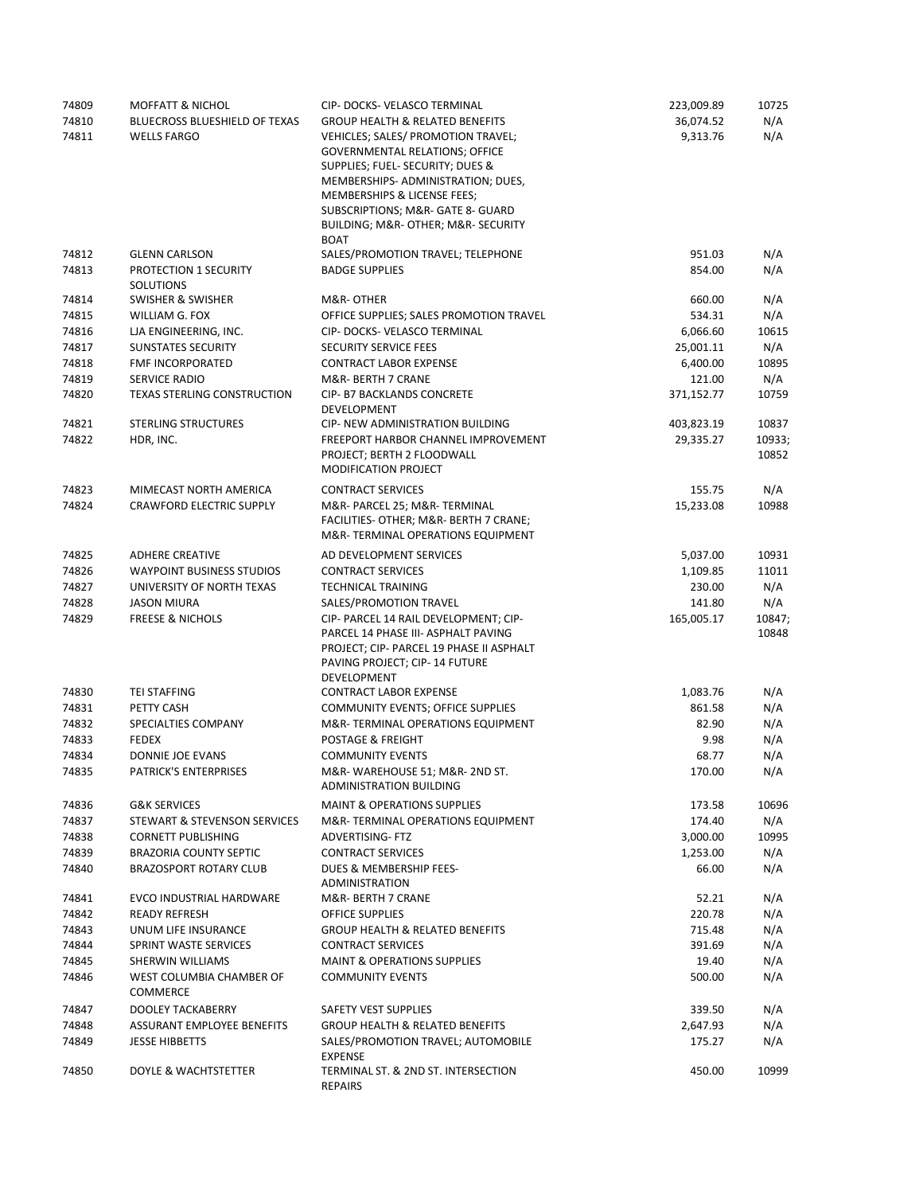| | | | | |
|---|---|---|---|---|
| 74809 | MOFFATT & NICHOL | CIP- DOCKS- VELASCO TERMINAL | 223,009.89 | 10725 |
| 74810 | BLUECROSS BLUESHIELD OF TEXAS | GROUP HEALTH & RELATED BENEFITS | 36,074.52 | N/A |
| 74811 | WELLS FARGO | VEHICLES; SALES/ PROMOTION TRAVEL; GOVERNMENTAL RELATIONS; OFFICE SUPPLIES; FUEL- SECURITY; DUES & MEMBERSHIPS- ADMINISTRATION; DUES, MEMBERSHIPS & LICENSE FEES; SUBSCRIPTIONS; M&R- GATE 8- GUARD BUILDING; M&R- OTHER; M&R- SECURITY BOAT | 9,313.76 | N/A |
| 74812 | GLENN CARLSON | SALES/PROMOTION TRAVEL; TELEPHONE | 951.03 | N/A |
| 74813 | PROTECTION 1 SECURITY SOLUTIONS | BADGE SUPPLIES | 854.00 | N/A |
| 74814 | SWISHER & SWISHER | M&R- OTHER | 660.00 | N/A |
| 74815 | WILLIAM G. FOX | OFFICE SUPPLIES; SALES PROMOTION TRAVEL | 534.31 | N/A |
| 74816 | LJA ENGINEERING, INC. | CIP- DOCKS- VELASCO TERMINAL | 6,066.60 | 10615 |
| 74817 | SUNSTATES SECURITY | SECURITY SERVICE FEES | 25,001.11 | N/A |
| 74818 | FMF INCORPORATED | CONTRACT LABOR EXPENSE | 6,400.00 | 10895 |
| 74819 | SERVICE RADIO | M&R- BERTH 7 CRANE | 121.00 | N/A |
| 74820 | TEXAS STERLING CONSTRUCTION | CIP- B7 BACKLANDS CONCRETE DEVELOPMENT | 371,152.77 | 10759 |
| 74821 | STERLING STRUCTURES | CIP- NEW ADMINISTRATION BUILDING | 403,823.19 | 10837 |
| 74822 | HDR, INC. | FREEPORT HARBOR CHANNEL IMPROVEMENT PROJECT; BERTH 2 FLOODWALL MODIFICATION PROJECT | 29,335.27 | 10933; 10852 |
| 74823 | MIMECAST NORTH AMERICA | CONTRACT SERVICES | 155.75 | N/A |
| 74824 | CRAWFORD ELECTRIC SUPPLY | M&R- PARCEL 25; M&R- TERMINAL FACILITIES- OTHER; M&R- BERTH 7 CRANE; M&R- TERMINAL OPERATIONS EQUIPMENT | 15,233.08 | 10988 |
| 74825 | ADHERE CREATIVE | AD DEVELOPMENT SERVICES | 5,037.00 | 10931 |
| 74826 | WAYPOINT BUSINESS STUDIOS | CONTRACT SERVICES | 1,109.85 | 11011 |
| 74827 | UNIVERSITY OF NORTH TEXAS | TECHNICAL TRAINING | 230.00 | N/A |
| 74828 | JASON MIURA | SALES/PROMOTION TRAVEL | 141.80 | N/A |
| 74829 | FREESE & NICHOLS | CIP- PARCEL 14 RAIL DEVELOPMENT; CIP- PARCEL 14 PHASE III- ASPHALT PAVING PROJECT; CIP- PARCEL 19 PHASE II ASPHALT PAVING PROJECT; CIP- 14 FUTURE DEVELOPMENT | 165,005.17 | 10847; 10848 |
| 74830 | TEI STAFFING | CONTRACT LABOR EXPENSE | 1,083.76 | N/A |
| 74831 | PETTY CASH | COMMUNITY EVENTS; OFFICE SUPPLIES | 861.58 | N/A |
| 74832 | SPECIALTIES COMPANY | M&R- TERMINAL OPERATIONS EQUIPMENT | 82.90 | N/A |
| 74833 | FEDEX | POSTAGE & FREIGHT | 9.98 | N/A |
| 74834 | DONNIE JOE EVANS | COMMUNITY EVENTS | 68.77 | N/A |
| 74835 | PATRICK'S ENTERPRISES | M&R- WAREHOUSE 51; M&R- 2ND ST. ADMINISTRATION BUILDING | 170.00 | N/A |
| 74836 | G&K SERVICES | MAINT & OPERATIONS SUPPLIES | 173.58 | 10696 |
| 74837 | STEWART & STEVENSON SERVICES | M&R- TERMINAL OPERATIONS EQUIPMENT | 174.40 | N/A |
| 74838 | CORNETT PUBLISHING | ADVERTISING- FTZ | 3,000.00 | 10995 |
| 74839 | BRAZORIA COUNTY SEPTIC | CONTRACT SERVICES | 1,253.00 | N/A |
| 74840 | BRAZOSPORT ROTARY CLUB | DUES & MEMBERSHIP FEES- ADMINISTRATION | 66.00 | N/A |
| 74841 | EVCO INDUSTRIAL HARDWARE | M&R- BERTH 7 CRANE | 52.21 | N/A |
| 74842 | READY REFRESH | OFFICE SUPPLIES | 220.78 | N/A |
| 74843 | UNUM LIFE INSURANCE | GROUP HEALTH & RELATED BENEFITS | 715.48 | N/A |
| 74844 | SPRINT WASTE SERVICES | CONTRACT SERVICES | 391.69 | N/A |
| 74845 | SHERWIN WILLIAMS | MAINT & OPERATIONS SUPPLIES | 19.40 | N/A |
| 74846 | WEST COLUMBIA CHAMBER OF COMMERCE | COMMUNITY EVENTS | 500.00 | N/A |
| 74847 | DOOLEY TACKABERRY | SAFETY VEST SUPPLIES | 339.50 | N/A |
| 74848 | ASSURANT EMPLOYEE BENEFITS | GROUP HEALTH & RELATED BENEFITS | 2,647.93 | N/A |
| 74849 | JESSE HIBBETTS | SALES/PROMOTION TRAVEL; AUTOMOBILE EXPENSE | 175.27 | N/A |
| 74850 | DOYLE & WACHTSTETTER | TERMINAL ST. & 2ND ST. INTERSECTION REPAIRS | 450.00 | 10999 |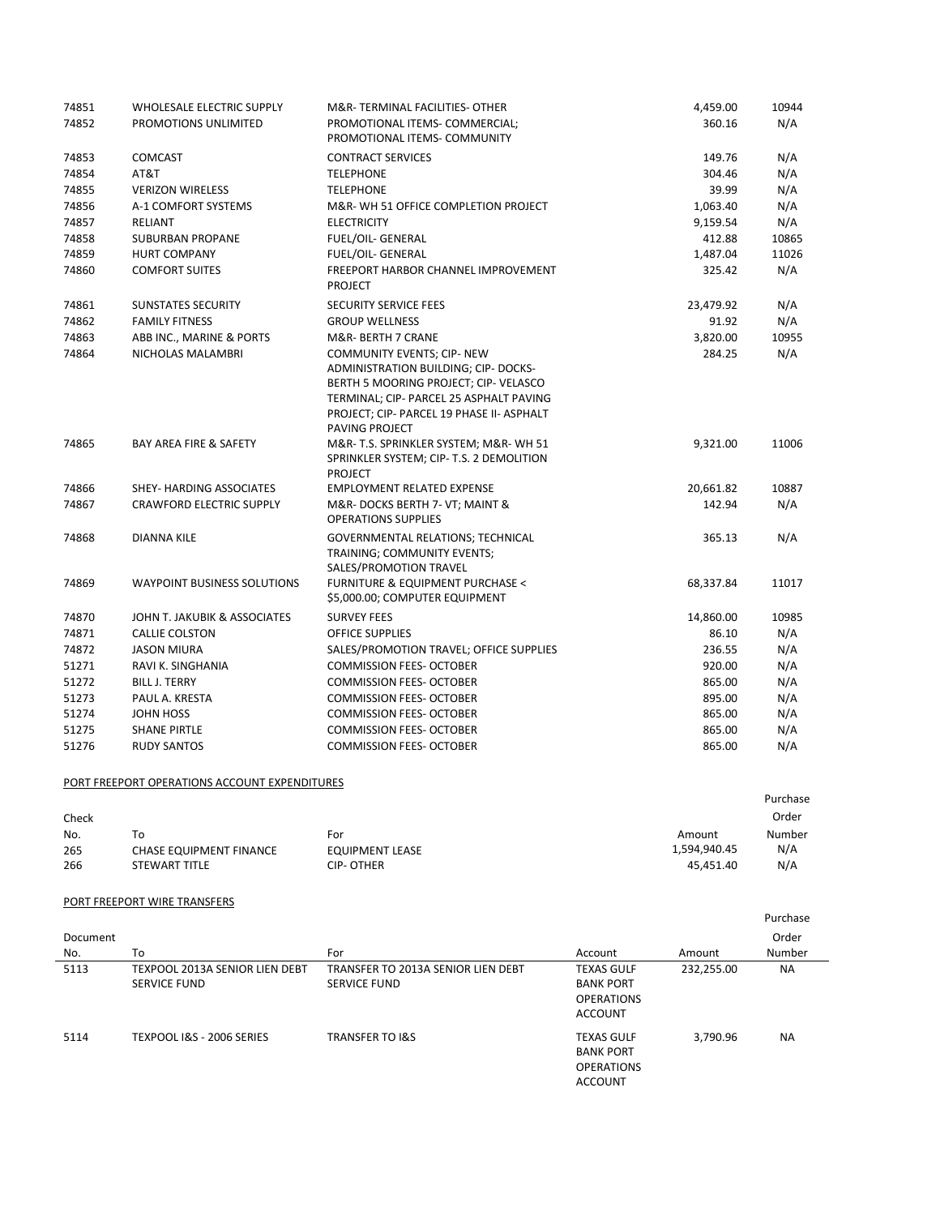| | | | | |
|---|---|---|---|---|
| 74851 | WHOLESALE ELECTRIC SUPPLY | M&R- TERMINAL FACILITIES- OTHER | 4,459.00 | 10944 |
| 74852 | PROMOTIONS UNLIMITED | PROMOTIONAL ITEMS- COMMERCIAL; PROMOTIONAL ITEMS- COMMUNITY | 360.16 | N/A |
| 74853 | COMCAST | CONTRACT SERVICES | 149.76 | N/A |
| 74854 | AT&T | TELEPHONE | 304.46 | N/A |
| 74855 | VERIZON WIRELESS | TELEPHONE | 39.99 | N/A |
| 74856 | A-1 COMFORT SYSTEMS | M&R- WH 51 OFFICE COMPLETION PROJECT | 1,063.40 | N/A |
| 74857 | RELIANT | ELECTRICITY | 9,159.54 | N/A |
| 74858 | SUBURBAN PROPANE | FUEL/OIL- GENERAL | 412.88 | 10865 |
| 74859 | HURT COMPANY | FUEL/OIL- GENERAL | 1,487.04 | 11026 |
| 74860 | COMFORT SUITES | FREEPORT HARBOR CHANNEL IMPROVEMENT PROJECT | 325.42 | N/A |
| 74861 | SUNSTATES SECURITY | SECURITY SERVICE FEES | 23,479.92 | N/A |
| 74862 | FAMILY FITNESS | GROUP WELLNESS | 91.92 | N/A |
| 74863 | ABB INC., MARINE & PORTS | M&R- BERTH 7 CRANE | 3,820.00 | 10955 |
| 74864 | NICHOLAS MALAMBRI | COMMUNITY EVENTS; CIP- NEW ADMINISTRATION BUILDING; CIP- DOCKS- BERTH 5 MOORING PROJECT; CIP- VELASCO TERMINAL; CIP- PARCEL 25 ASPHALT PAVING PROJECT; CIP- PARCEL 19 PHASE II- ASPHALT PAVING PROJECT | 284.25 | N/A |
| 74865 | BAY AREA FIRE & SAFETY | M&R- T.S. SPRINKLER SYSTEM; M&R- WH 51 SPRINKLER SYSTEM; CIP- T.S. 2 DEMOLITION PROJECT | 9,321.00 | 11006 |
| 74866 | SHEY- HARDING ASSOCIATES | EMPLOYMENT RELATED EXPENSE | 20,661.82 | 10887 |
| 74867 | CRAWFORD ELECTRIC SUPPLY | M&R- DOCKS BERTH 7- VT; MAINT & OPERATIONS SUPPLIES | 142.94 | N/A |
| 74868 | DIANNA KILE | GOVERNMENTAL RELATIONS; TECHNICAL TRAINING; COMMUNITY EVENTS; SALES/PROMOTION TRAVEL | 365.13 | N/A |
| 74869 | WAYPOINT BUSINESS SOLUTIONS | FURNITURE & EQUIPMENT PURCHASE < $5,000.00; COMPUTER EQUIPMENT | 68,337.84 | 11017 |
| 74870 | JOHN T. JAKUBIK & ASSOCIATES | SURVEY FEES | 14,860.00 | 10985 |
| 74871 | CALLIE COLSTON | OFFICE SUPPLIES | 86.10 | N/A |
| 74872 | JASON MIURA | SALES/PROMOTION TRAVEL; OFFICE SUPPLIES | 236.55 | N/A |
| 51271 | RAVI K. SINGHANIA | COMMISSION FEES- OCTOBER | 920.00 | N/A |
| 51272 | BILL J. TERRY | COMMISSION FEES- OCTOBER | 865.00 | N/A |
| 51273 | PAUL A. KRESTA | COMMISSION FEES- OCTOBER | 895.00 | N/A |
| 51274 | JOHN HOSS | COMMISSION FEES- OCTOBER | 865.00 | N/A |
| 51275 | SHANE PIRTLE | COMMISSION FEES- OCTOBER | 865.00 | N/A |
| 51276 | RUDY SANTOS | COMMISSION FEES- OCTOBER | 865.00 | N/A |

PORT FREEPORT OPERATIONS ACCOUNT EXPENDITURES

| Check No. | To | For | Amount | Purchase Order Number |
|---|---|---|---|---|
| 265 | CHASE EQUIPMENT FINANCE | EQUIPMENT LEASE | 1,594,940.45 | N/A |
| 266 | STEWART TITLE | CIP- OTHER | 45,451.40 | N/A |

PORT FREEPORT WIRE TRANSFERS

| Document No. | To | For | Account | Amount | Purchase Order Number |
|---|---|---|---|---|---|
| 5113 | TEXPOOL 2013A SENIOR LIEN DEBT SERVICE FUND | TRANSFER TO 2013A SENIOR LIEN DEBT SERVICE FUND | TEXAS GULF BANK PORT OPERATIONS ACCOUNT | 232,255.00 | NA |
| 5114 | TEXPOOL I&S - 2006 SERIES | TRANSFER TO I&S | TEXAS GULF BANK PORT OPERATIONS ACCOUNT | 3,790.96 | NA |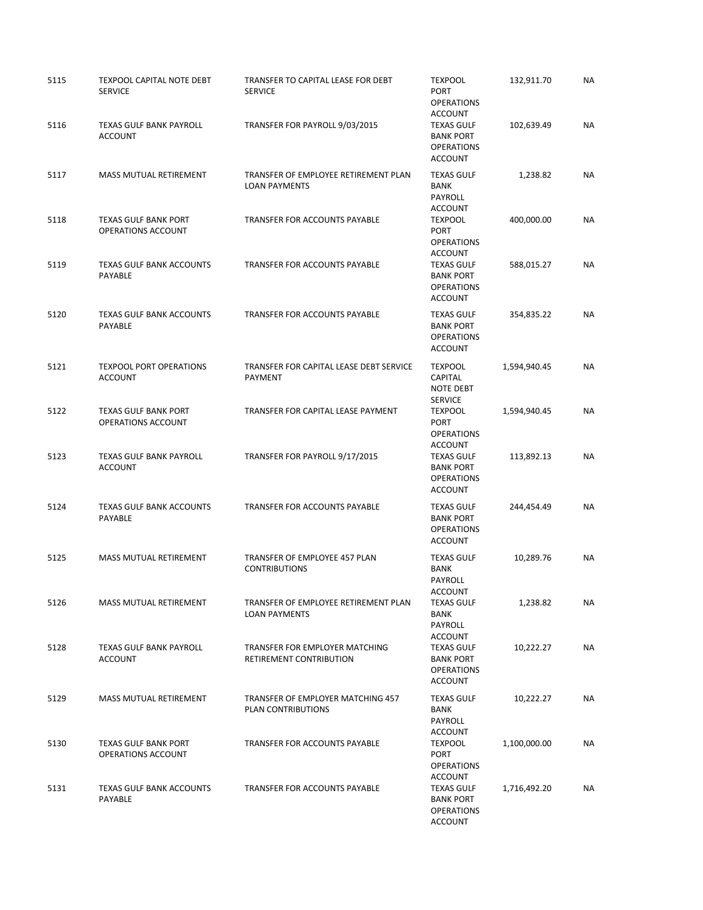| | | | | | |
|---|---|---|---|---|---|
| 5115 | TEXPOOL CAPITAL NOTE DEBT SERVICE | TRANSFER TO CAPITAL LEASE FOR DEBT SERVICE | TEXPOOL PORT OPERATIONS ACCOUNT | 132,911.70 | NA |
| 5116 | TEXAS GULF BANK PAYROLL ACCOUNT | TRANSFER FOR PAYROLL 9/03/2015 | TEXAS GULF BANK PORT OPERATIONS ACCOUNT | 102,639.49 | NA |
| 5117 | MASS MUTUAL RETIREMENT | TRANSFER OF EMPLOYEE RETIREMENT PLAN LOAN PAYMENTS | TEXAS GULF BANK PAYROLL ACCOUNT | 1,238.82 | NA |
| 5118 | TEXAS GULF BANK PORT OPERATIONS ACCOUNT | TRANSFER FOR ACCOUNTS PAYABLE | TEXPOOL PORT OPERATIONS ACCOUNT | 400,000.00 | NA |
| 5119 | TEXAS GULF BANK ACCOUNTS PAYABLE | TRANSFER FOR ACCOUNTS PAYABLE | TEXAS GULF BANK PORT OPERATIONS ACCOUNT | 588,015.27 | NA |
| 5120 | TEXAS GULF BANK ACCOUNTS PAYABLE | TRANSFER FOR ACCOUNTS PAYABLE | TEXAS GULF BANK PORT OPERATIONS ACCOUNT | 354,835.22 | NA |
| 5121 | TEXPOOL PORT OPERATIONS ACCOUNT | TRANSFER FOR CAPITAL LEASE DEBT SERVICE PAYMENT | TEXPOOL CAPITAL NOTE DEBT SERVICE | 1,594,940.45 | NA |
| 5122 | TEXAS GULF BANK PORT OPERATIONS ACCOUNT | TRANSFER FOR CAPITAL LEASE PAYMENT | TEXPOOL PORT OPERATIONS ACCOUNT | 1,594,940.45 | NA |
| 5123 | TEXAS GULF BANK PAYROLL ACCOUNT | TRANSFER FOR PAYROLL 9/17/2015 | TEXAS GULF BANK PORT OPERATIONS ACCOUNT | 113,892.13 | NA |
| 5124 | TEXAS GULF BANK ACCOUNTS PAYABLE | TRANSFER FOR ACCOUNTS PAYABLE | TEXAS GULF BANK PORT OPERATIONS ACCOUNT | 244,454.49 | NA |
| 5125 | MASS MUTUAL RETIREMENT | TRANSFER OF EMPLOYEE 457 PLAN CONTRIBUTIONS | TEXAS GULF BANK PAYROLL ACCOUNT | 10,289.76 | NA |
| 5126 | MASS MUTUAL RETIREMENT | TRANSFER OF EMPLOYEE RETIREMENT PLAN LOAN PAYMENTS | TEXAS GULF BANK PAYROLL ACCOUNT | 1,238.82 | NA |
| 5128 | TEXAS GULF BANK PAYROLL ACCOUNT | TRANSFER FOR EMPLOYER MATCHING RETIREMENT CONTRIBUTION | TEXAS GULF BANK PORT OPERATIONS ACCOUNT | 10,222.27 | NA |
| 5129 | MASS MUTUAL RETIREMENT | TRANSFER OF EMPLOYER MATCHING 457 PLAN CONTRIBUTIONS | TEXAS GULF BANK PAYROLL ACCOUNT | 10,222.27 | NA |
| 5130 | TEXAS GULF BANK PORT OPERATIONS ACCOUNT | TRANSFER FOR ACCOUNTS PAYABLE | TEXPOOL PORT OPERATIONS ACCOUNT | 1,100,000.00 | NA |
| 5131 | TEXAS GULF BANK ACCOUNTS PAYABLE | TRANSFER FOR ACCOUNTS PAYABLE | TEXAS GULF BANK PORT OPERATIONS ACCOUNT | 1,716,492.20 | NA |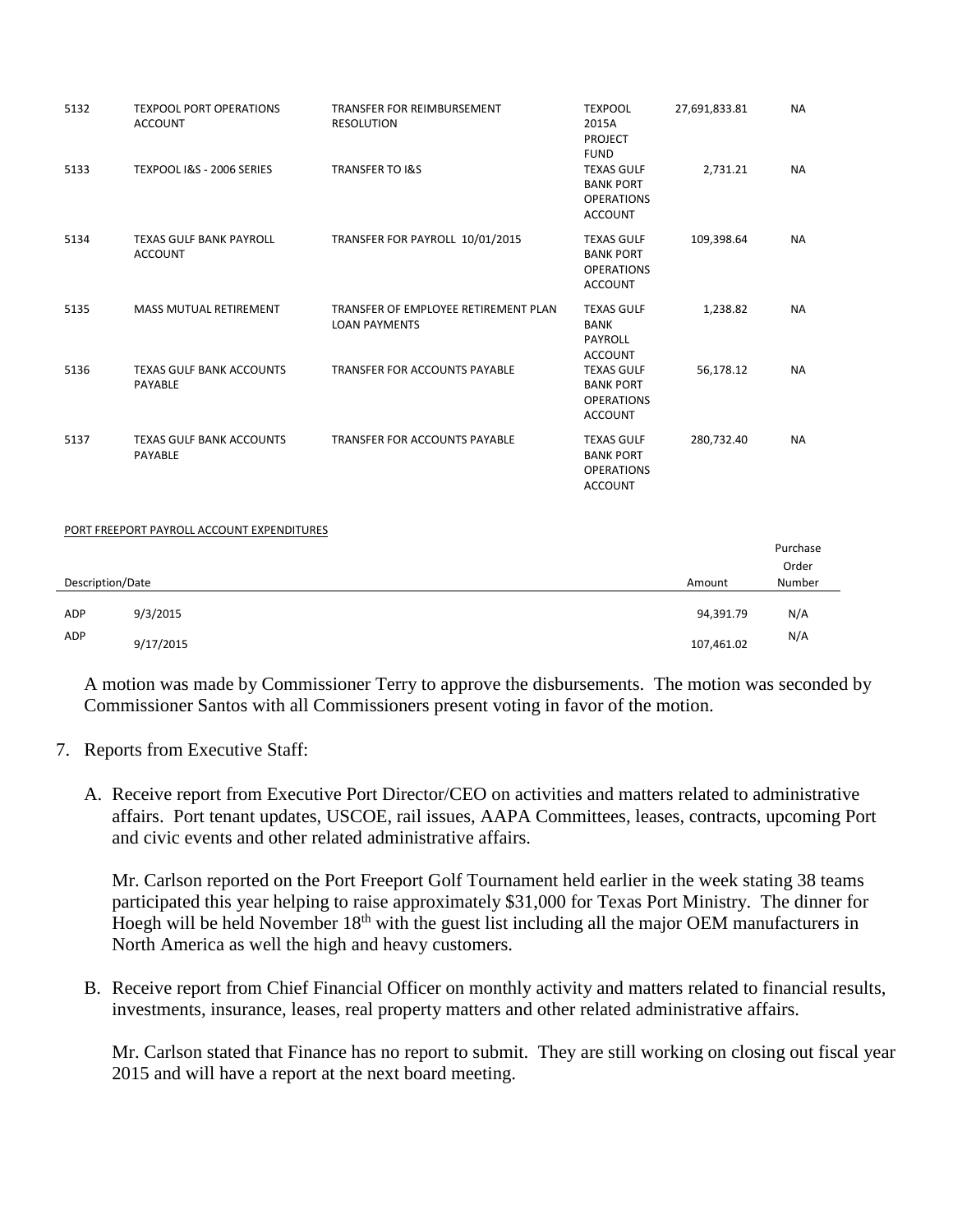| | | | | | |
|---|---|---|---|---|---|
| 5132 | TEXPOOL PORT OPERATIONS ACCOUNT | TRANSFER FOR REIMBURSEMENT RESOLUTION | TEXPOOL 2015A PROJECT FUND | 27,691,833.81 | NA |
| 5133 | TEXPOOL I&S - 2006 SERIES | TRANSFER TO I&S | TEXAS GULF BANK PORT OPERATIONS ACCOUNT | 2,731.21 | NA |
| 5134 | TEXAS GULF BANK PAYROLL ACCOUNT | TRANSFER FOR PAYROLL 10/01/2015 | TEXAS GULF BANK PORT OPERATIONS ACCOUNT | 109,398.64 | NA |
| 5135 | MASS MUTUAL RETIREMENT | TRANSFER OF EMPLOYEE RETIREMENT PLAN LOAN PAYMENTS | TEXAS GULF BANK PAYROLL ACCOUNT | 1,238.82 | NA |
| 5136 | TEXAS GULF BANK ACCOUNTS PAYABLE | TRANSFER FOR ACCOUNTS PAYABLE | TEXAS GULF BANK PORT OPERATIONS ACCOUNT | 56,178.12 | NA |
| 5137 | TEXAS GULF BANK ACCOUNTS PAYABLE | TRANSFER FOR ACCOUNTS PAYABLE | TEXAS GULF BANK PORT OPERATIONS ACCOUNT | 280,732.40 | NA |

PORT FREEPORT PAYROLL ACCOUNT EXPENDITURES

| Description/Date | | Amount | Purchase Order Number |
|---|---|---|---|
| ADP | 9/3/2015 | 94,391.79 | N/A |
| ADP | 9/17/2015 | 107,461.02 | N/A |

A motion was made by Commissioner Terry to approve the disbursements. The motion was seconded by Commissioner Santos with all Commissioners present voting in favor of the motion.

7. Reports from Executive Staff:

   A. Receive report from Executive Port Director/CEO on activities and matters related to administrative affairs. Port tenant updates, USCOE, rail issues, AAPA Committees, leases, contracts, upcoming Port and civic events and other related administrative affairs.

      Mr. Carlson reported on the Port Freeport Golf Tournament held earlier in the week stating 38 teams participated this year helping to raise approximately $31,000 for Texas Port Ministry. The dinner for Hoegh will be held November 18th with the guest list including all the major OEM manufacturers in North America as well the high and heavy customers.

   B. Receive report from Chief Financial Officer on monthly activity and matters related to financial results, investments, insurance, leases, real property matters and other related administrative affairs.

      Mr. Carlson stated that Finance has no report to submit. They are still working on closing out fiscal year 2015 and will have a report at the next board meeting.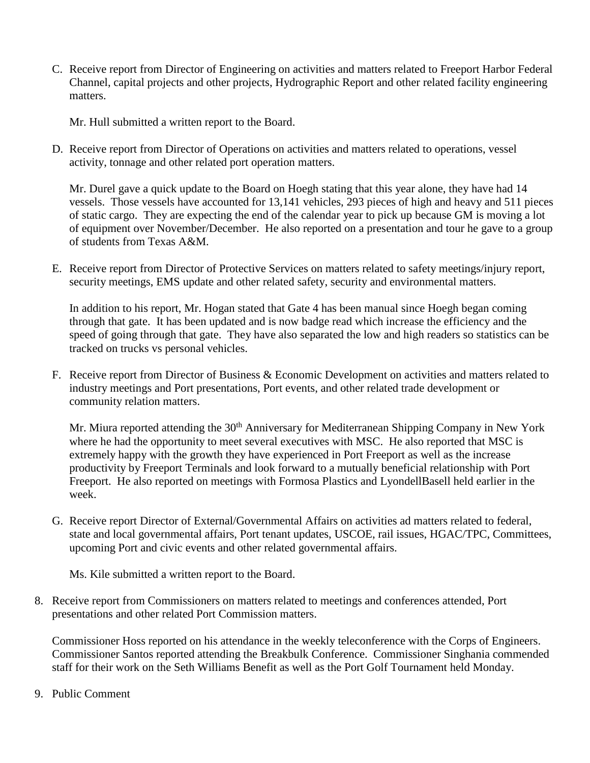C. Receive report from Director of Engineering on activities and matters related to Freeport Harbor Federal Channel, capital projects and other projects, Hydrographic Report and other related facility engineering matters.

   Mr. Hull submitted a written report to the Board.

D. Receive report from Director of Operations on activities and matters related to operations, vessel activity, tonnage and other related port operation matters.

   Mr. Durel gave a quick update to the Board on Hoegh stating that this year alone, they have had 14 vessels. Those vessels have accounted for 13,141 vehicles, 293 pieces of high and heavy and 511 pieces of static cargo. They are expecting the end of the calendar year to pick up because GM is moving a lot of equipment over November/December. He also reported on a presentation and tour he gave to a group of students from Texas A&M.

E. Receive report from Director of Protective Services on matters related to safety meetings/injury report, security meetings, EMS update and other related safety, security and environmental matters.

   In addition to his report, Mr. Hogan stated that Gate 4 has been manual since Hoegh began coming through that gate. It has been updated and is now badge read which increase the efficiency and the speed of going through that gate. They have also separated the low and high readers so statistics can be tracked on trucks vs personal vehicles.

F. Receive report from Director of Business & Economic Development on activities and matters related to industry meetings and Port presentations, Port events, and other related trade development or community relation matters.

   Mr. Miura reported attending the 30th Anniversary for Mediterranean Shipping Company in New York where he had the opportunity to meet several executives with MSC. He also reported that MSC is extremely happy with the growth they have experienced in Port Freeport as well as the increase productivity by Freeport Terminals and look forward to a mutually beneficial relationship with Port Freeport. He also reported on meetings with Formosa Plastics and LyondellBasell held earlier in the week.

G. Receive report Director of External/Governmental Affairs on activities ad matters related to federal, state and local governmental affairs, Port tenant updates, USCOE, rail issues, HGAC/TPC, Committees, upcoming Port and civic events and other related governmental affairs.

   Ms. Kile submitted a written report to the Board.

8. Receive report from Commissioners on matters related to meetings and conferences attended, Port presentations and other related Port Commission matters.

   Commissioner Hoss reported on his attendance in the weekly teleconference with the Corps of Engineers. Commissioner Santos reported attending the Breakbulk Conference. Commissioner Singhania commended staff for their work on the Seth Williams Benefit as well as the Port Golf Tournament held Monday.

9. Public Comment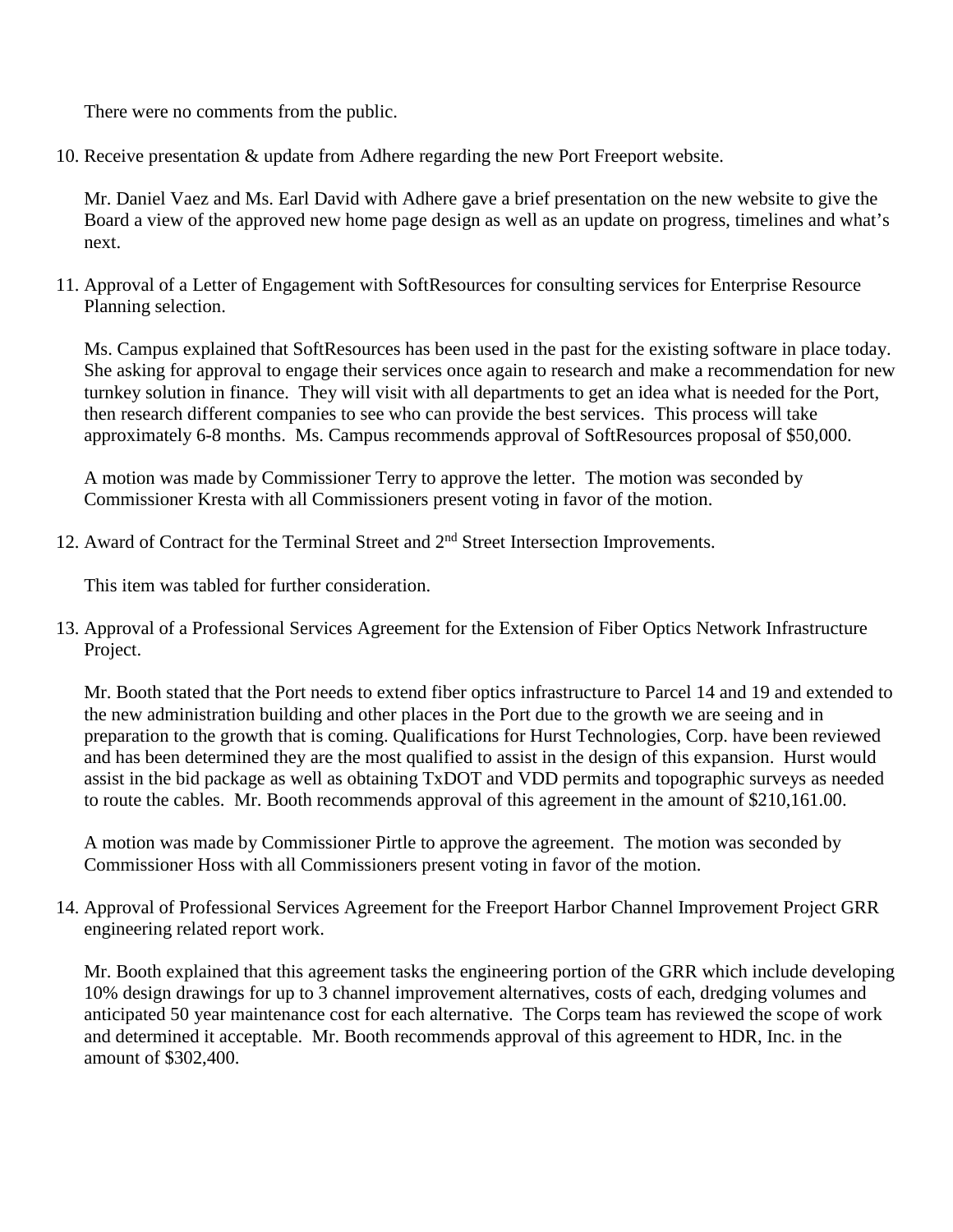There were no comments from the public.

10. Receive presentation & update from Adhere regarding the new Port Freeport website.

    Mr. Daniel Vaez and Ms. Earl David with Adhere gave a brief presentation on the new website to give the Board a view of the approved new home page design as well as an update on progress, timelines and what's next.

11. Approval of a Letter of Engagement with SoftResources for consulting services for Enterprise Resource Planning selection.

    Ms. Campus explained that SoftResources has been used in the past for the existing software in place today. She asking for approval to engage their services once again to research and make a recommendation for new turnkey solution in finance. They will visit with all departments to get an idea what is needed for the Port, then research different companies to see who can provide the best services. This process will take approximately 6-8 months. Ms. Campus recommends approval of SoftResources proposal of $50,000.

    A motion was made by Commissioner Terry to approve the letter. The motion was seconded by Commissioner Kresta with all Commissioners present voting in favor of the motion.

12. Award of Contract for the Terminal Street and 2nd Street Intersection Improvements.

    This item was tabled for further consideration.

13. Approval of a Professional Services Agreement for the Extension of Fiber Optics Network Infrastructure Project.

    Mr. Booth stated that the Port needs to extend fiber optics infrastructure to Parcel 14 and 19 and extended to the new administration building and other places in the Port due to the growth we are seeing and in preparation to the growth that is coming. Qualifications for Hurst Technologies, Corp. have been reviewed and has been determined they are the most qualified to assist in the design of this expansion. Hurst would assist in the bid package as well as obtaining TxDOT and VDD permits and topographic surveys as needed to route the cables. Mr. Booth recommends approval of this agreement in the amount of $210,161.00.

    A motion was made by Commissioner Pirtle to approve the agreement. The motion was seconded by Commissioner Hoss with all Commissioners present voting in favor of the motion.

14. Approval of Professional Services Agreement for the Freeport Harbor Channel Improvement Project GRR engineering related report work.

    Mr. Booth explained that this agreement tasks the engineering portion of the GRR which include developing 10% design drawings for up to 3 channel improvement alternatives, costs of each, dredging volumes and anticipated 50 year maintenance cost for each alternative. The Corps team has reviewed the scope of work and determined it acceptable. Mr. Booth recommends approval of this agreement to HDR, Inc. in the amount of $302,400.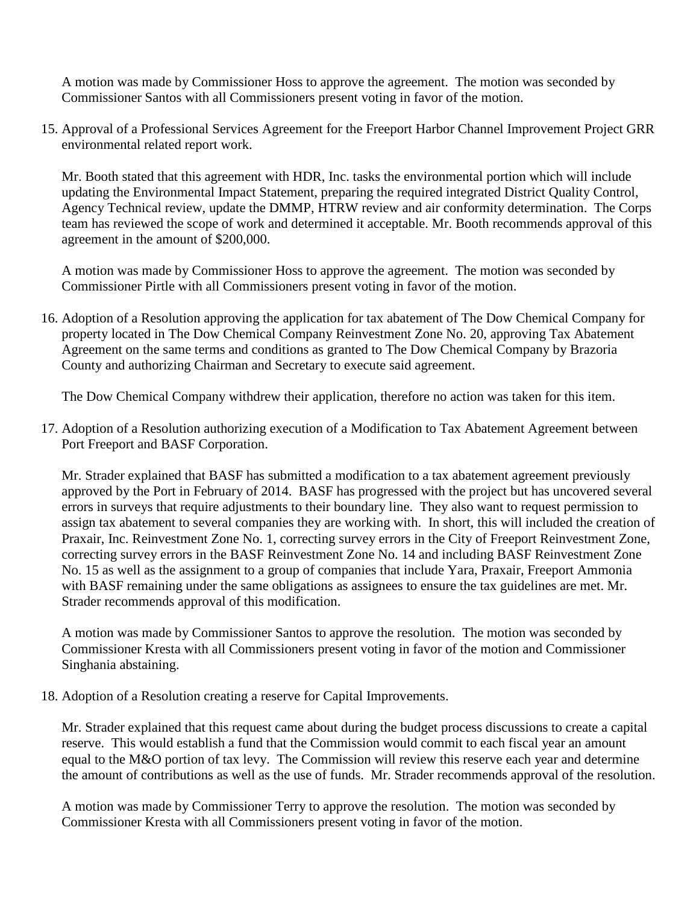A motion was made by Commissioner Hoss to approve the agreement. The motion was seconded by Commissioner Santos with all Commissioners present voting in favor of the motion.

15. Approval of a Professional Services Agreement for the Freeport Harbor Channel Improvement Project GRR environmental related report work.

    Mr. Booth stated that this agreement with HDR, Inc. tasks the environmental portion which will include updating the Environmental Impact Statement, preparing the required integrated District Quality Control, Agency Technical review, update the DMMP, HTRW review and air conformity determination. The Corps team has reviewed the scope of work and determined it acceptable. Mr. Booth recommends approval of this agreement in the amount of $200,000.

    A motion was made by Commissioner Hoss to approve the agreement. The motion was seconded by Commissioner Pirtle with all Commissioners present voting in favor of the motion.

16. Adoption of a Resolution approving the application for tax abatement of The Dow Chemical Company for property located in The Dow Chemical Company Reinvestment Zone No. 20, approving Tax Abatement Agreement on the same terms and conditions as granted to The Dow Chemical Company by Brazoria County and authorizing Chairman and Secretary to execute said agreement.

    The Dow Chemical Company withdrew their application, therefore no action was taken for this item.

17. Adoption of a Resolution authorizing execution of a Modification to Tax Abatement Agreement between Port Freeport and BASF Corporation.

    Mr. Strader explained that BASF has submitted a modification to a tax abatement agreement previously approved by the Port in February of 2014. BASF has progressed with the project but has uncovered several errors in surveys that require adjustments to their boundary line. They also want to request permission to assign tax abatement to several companies they are working with. In short, this will included the creation of Praxair, Inc. Reinvestment Zone No. 1, correcting survey errors in the City of Freeport Reinvestment Zone, correcting survey errors in the BASF Reinvestment Zone No. 14 and including BASF Reinvestment Zone No. 15 as well as the assignment to a group of companies that include Yara, Praxair, Freeport Ammonia with BASF remaining under the same obligations as assignees to ensure the tax guidelines are met. Mr. Strader recommends approval of this modification.

    A motion was made by Commissioner Santos to approve the resolution. The motion was seconded by Commissioner Kresta with all Commissioners present voting in favor of the motion and Commissioner Singhania abstaining.

18. Adoption of a Resolution creating a reserve for Capital Improvements.

    Mr. Strader explained that this request came about during the budget process discussions to create a capital reserve. This would establish a fund that the Commission would commit to each fiscal year an amount equal to the M&O portion of tax levy. The Commission will review this reserve each year and determine the amount of contributions as well as the use of funds. Mr. Strader recommends approval of the resolution.

    A motion was made by Commissioner Terry to approve the resolution. The motion was seconded by Commissioner Kresta with all Commissioners present voting in favor of the motion.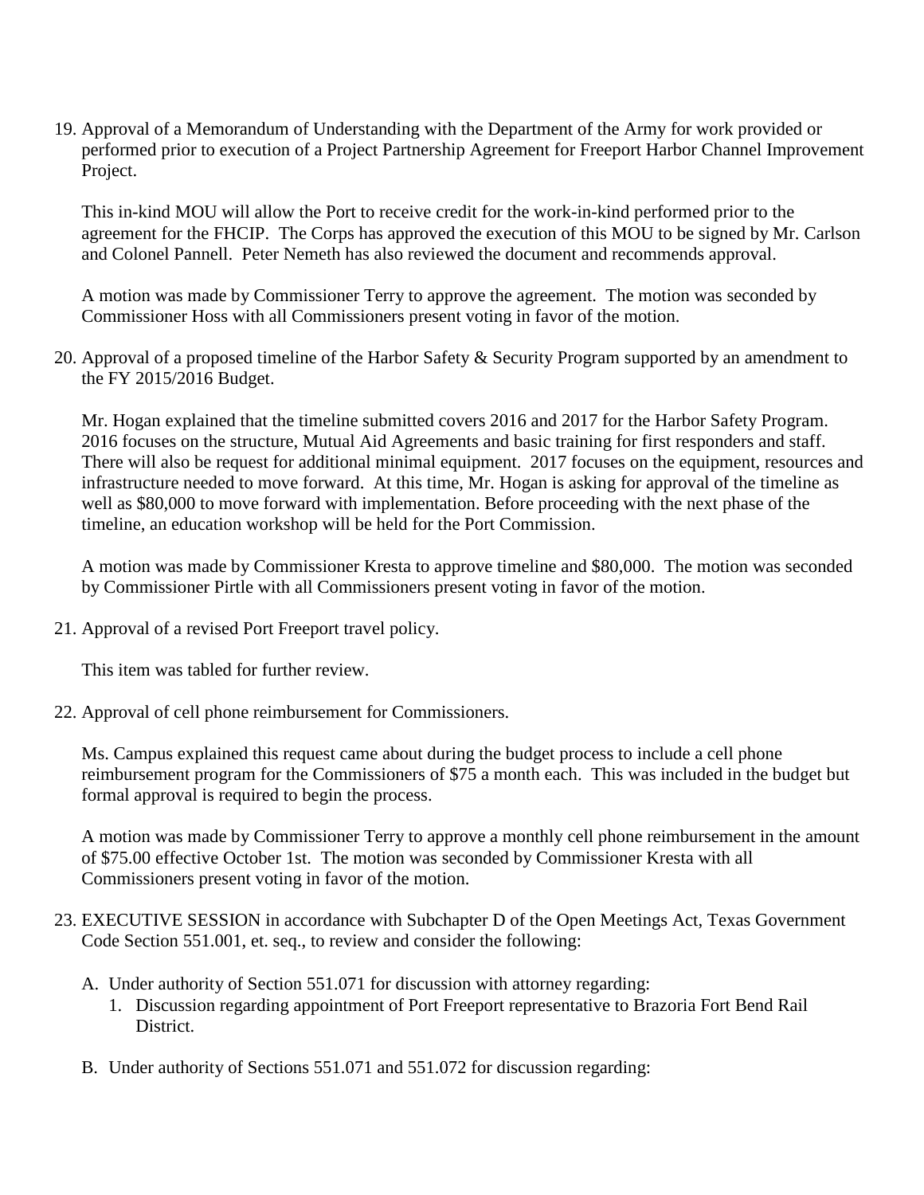19. Approval of a Memorandum of Understanding with the Department of the Army for work provided or performed prior to execution of a Project Partnership Agreement for Freeport Harbor Channel Improvement Project.

    This in-kind MOU will allow the Port to receive credit for the work-in-kind performed prior to the agreement for the FHCIP. The Corps has approved the execution of this MOU to be signed by Mr. Carlson and Colonel Pannell. Peter Nemeth has also reviewed the document and recommends approval.

    A motion was made by Commissioner Terry to approve the agreement. The motion was seconded by Commissioner Hoss with all Commissioners present voting in favor of the motion.

20. Approval of a proposed timeline of the Harbor Safety & Security Program supported by an amendment to the FY 2015/2016 Budget.

    Mr. Hogan explained that the timeline submitted covers 2016 and 2017 for the Harbor Safety Program. 2016 focuses on the structure, Mutual Aid Agreements and basic training for first responders and staff. There will also be request for additional minimal equipment. 2017 focuses on the equipment, resources and infrastructure needed to move forward. At this time, Mr. Hogan is asking for approval of the timeline as well as $80,000 to move forward with implementation. Before proceeding with the next phase of the timeline, an education workshop will be held for the Port Commission.

    A motion was made by Commissioner Kresta to approve timeline and $80,000. The motion was seconded by Commissioner Pirtle with all Commissioners present voting in favor of the motion.

21. Approval of a revised Port Freeport travel policy.

    This item was tabled for further review.

22. Approval of cell phone reimbursement for Commissioners.

    Ms. Campus explained this request came about during the budget process to include a cell phone reimbursement program for the Commissioners of $75 a month each. This was included in the budget but formal approval is required to begin the process.

    A motion was made by Commissioner Terry to approve a monthly cell phone reimbursement in the amount of $75.00 effective October 1st. The motion was seconded by Commissioner Kresta with all Commissioners present voting in favor of the motion.

23. EXECUTIVE SESSION in accordance with Subchapter D of the Open Meetings Act, Texas Government Code Section 551.001, et. seq., to review and consider the following:

    A. Under authority of Section 551.071 for discussion with attorney regarding:
       1. Discussion regarding appointment of Port Freeport representative to Brazoria Fort Bend Rail District.

    B. Under authority of Sections 551.071 and 551.072 for discussion regarding: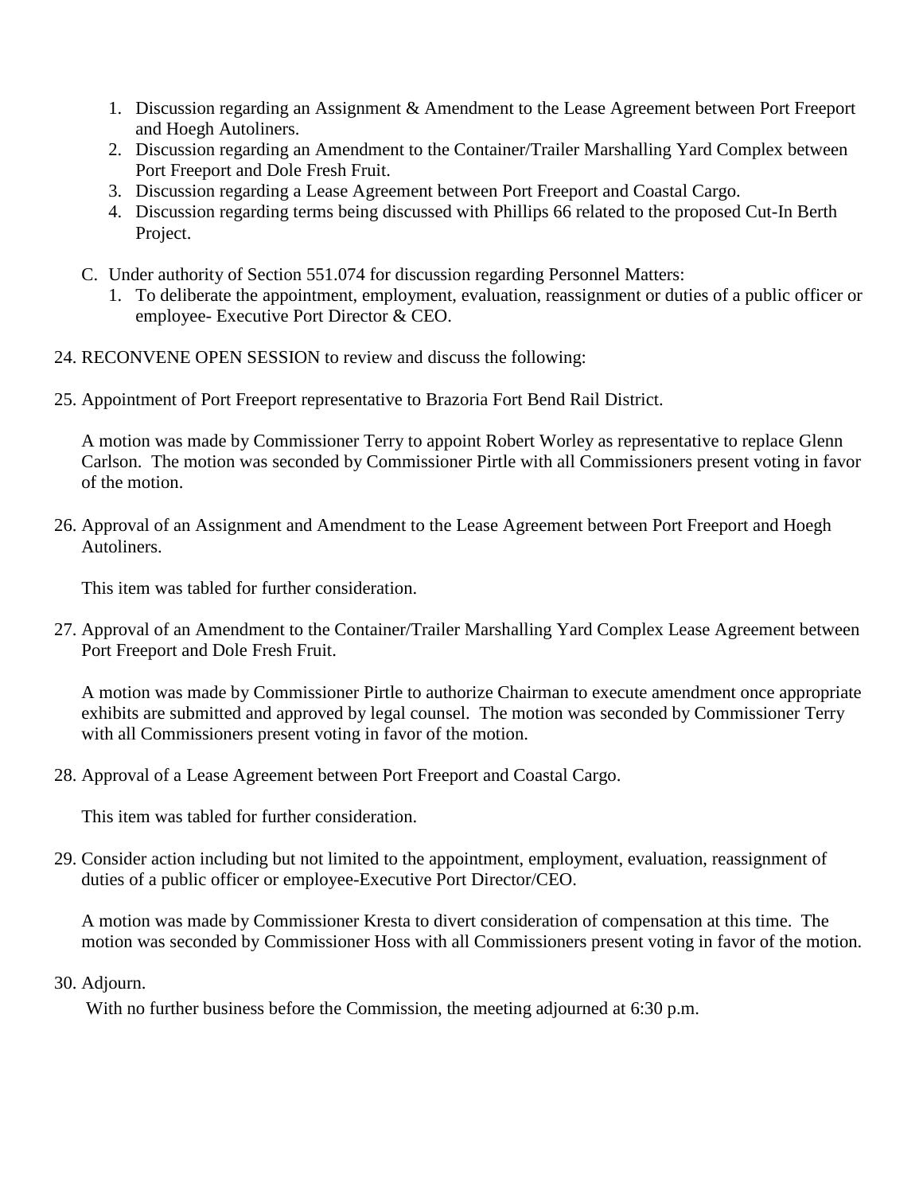1. Discussion regarding an Assignment & Amendment to the Lease Agreement between Port Freeport and Hoegh Autoliners.
2. Discussion regarding an Amendment to the Container/Trailer Marshalling Yard Complex between Port Freeport and Dole Fresh Fruit.
3. Discussion regarding a Lease Agreement between Port Freeport and Coastal Cargo.
4. Discussion regarding terms being discussed with Phillips 66 related to the proposed Cut-In Berth Project.

C. Under authority of Section 551.074 for discussion regarding Personnel Matters:
   1. To deliberate the appointment, employment, evaluation, reassignment or duties of a public officer or employee- Executive Port Director & CEO.

24. RECONVENE OPEN SESSION to review and discuss the following:

25. Appointment of Port Freeport representative to Brazoria Fort Bend Rail District.

    A motion was made by Commissioner Terry to appoint Robert Worley as representative to replace Glenn Carlson. The motion was seconded by Commissioner Pirtle with all Commissioners present voting in favor of the motion.

26. Approval of an Assignment and Amendment to the Lease Agreement between Port Freeport and Hoegh Autoliners.

    This item was tabled for further consideration.

27. Approval of an Amendment to the Container/Trailer Marshalling Yard Complex Lease Agreement between Port Freeport and Dole Fresh Fruit.

    A motion was made by Commissioner Pirtle to authorize Chairman to execute amendment once appropriate exhibits are submitted and approved by legal counsel. The motion was seconded by Commissioner Terry with all Commissioners present voting in favor of the motion.

28. Approval of a Lease Agreement between Port Freeport and Coastal Cargo.

    This item was tabled for further consideration.

29. Consider action including but not limited to the appointment, employment, evaluation, reassignment of duties of a public officer or employee-Executive Port Director/CEO.

    A motion was made by Commissioner Kresta to divert consideration of compensation at this time. The motion was seconded by Commissioner Hoss with all Commissioners present voting in favor of the motion.

30. Adjourn.

    With no further business before the Commission, the meeting adjourned at 6:30 p.m.